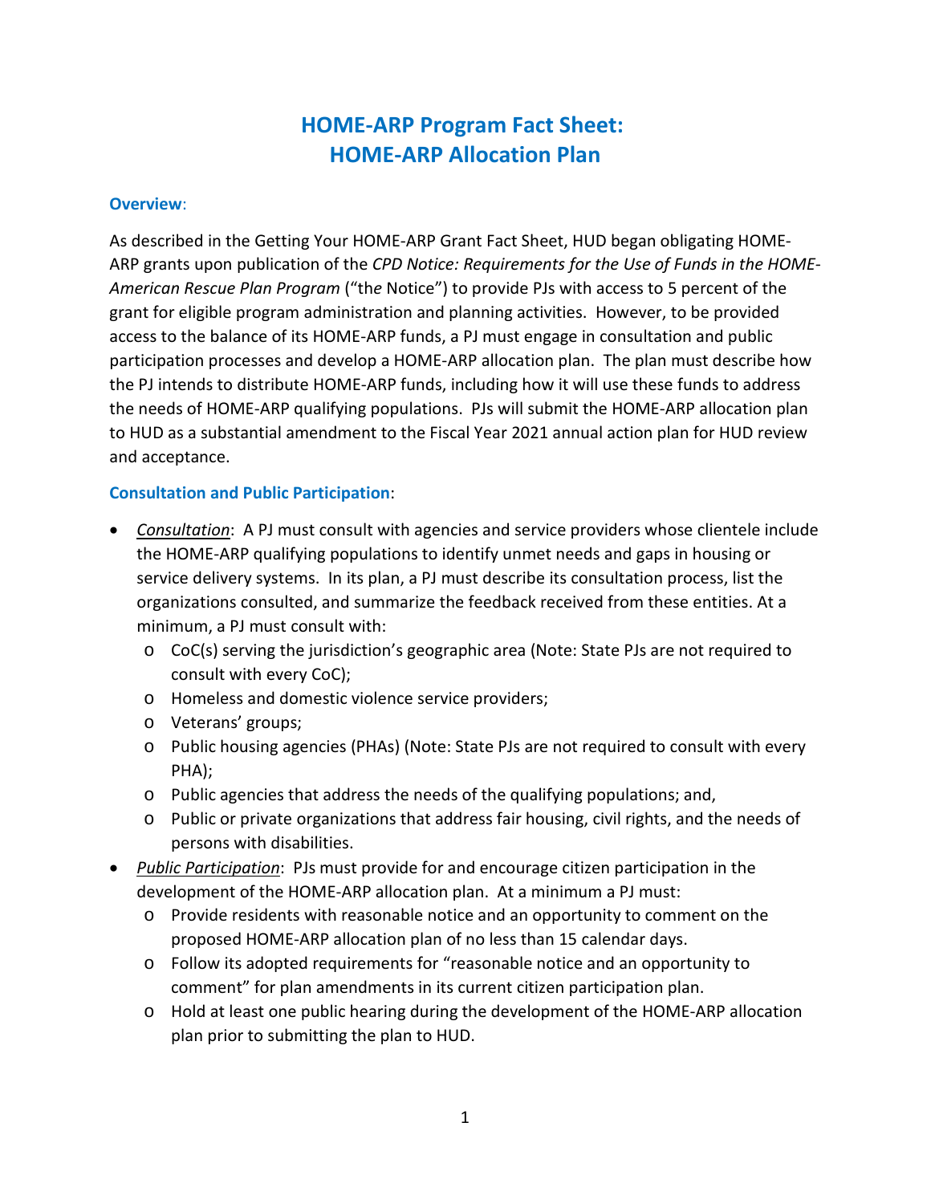# HOME-ARP Program Fact Sheet: HOME-ARP Allocation Plan

### Overview:

As described in the Getting Your HOME-ARP Grant Fact Sheet, HUD began obligating HOME-ARP grants upon publication of the *CPD Notice: Requirements for the Use of Funds in the HOME-American Rescue Plan Program* ("the Notice") to provide PJs with access to 5 percent of the grant for eligible program administration and planning activities. However, to be provided access to the balance of its HOME-ARP funds, a PJ must engage in consultation and public participation processes and develop a HOME-ARP allocation plan. The plan must describe how the PJ intends to distribute HOME-ARP funds, including how it will use these funds to address the needs of HOME-ARP qualifying populations. PJs will submit the HOME-ARP allocation plan to HUD as a substantial amendment to the Fiscal Year 2021 annual action plan for HUD review and acceptance.

### Consultation and Public Participation:

- *Consultation*: A PJ must consult with agencies and service providers whose clientele include the HOME-ARP qualifying populations to identify unmet needs and gaps in housing or service delivery systems. In its plan, a PJ must describe its consultation process, list the organizations consulted, and summarize the feedback received from these entities. At a minimum, a PJ must consult with:
  - CoC(s) serving the jurisdiction's geographic area (Note: State PJs are not required to consult with every CoC);
  - Homeless and domestic violence service providers;
  - Veterans' groups;
  - Public housing agencies (PHAs) (Note: State PJs are not required to consult with every PHA);
  - Public agencies that address the needs of the qualifying populations; and,
  - Public or private organizations that address fair housing, civil rights, and the needs of persons with disabilities.
- *Public Participation*: PJs must provide for and encourage citizen participation in the development of the HOME-ARP allocation plan. At a minimum a PJ must:
  - Provide residents with reasonable notice and an opportunity to comment on the proposed HOME-ARP allocation plan of no less than 15 calendar days.
  - Follow its adopted requirements for "reasonable notice and an opportunity to comment" for plan amendments in its current citizen participation plan.
  - Hold at least one public hearing during the development of the HOME-ARP allocation plan prior to submitting the plan to HUD.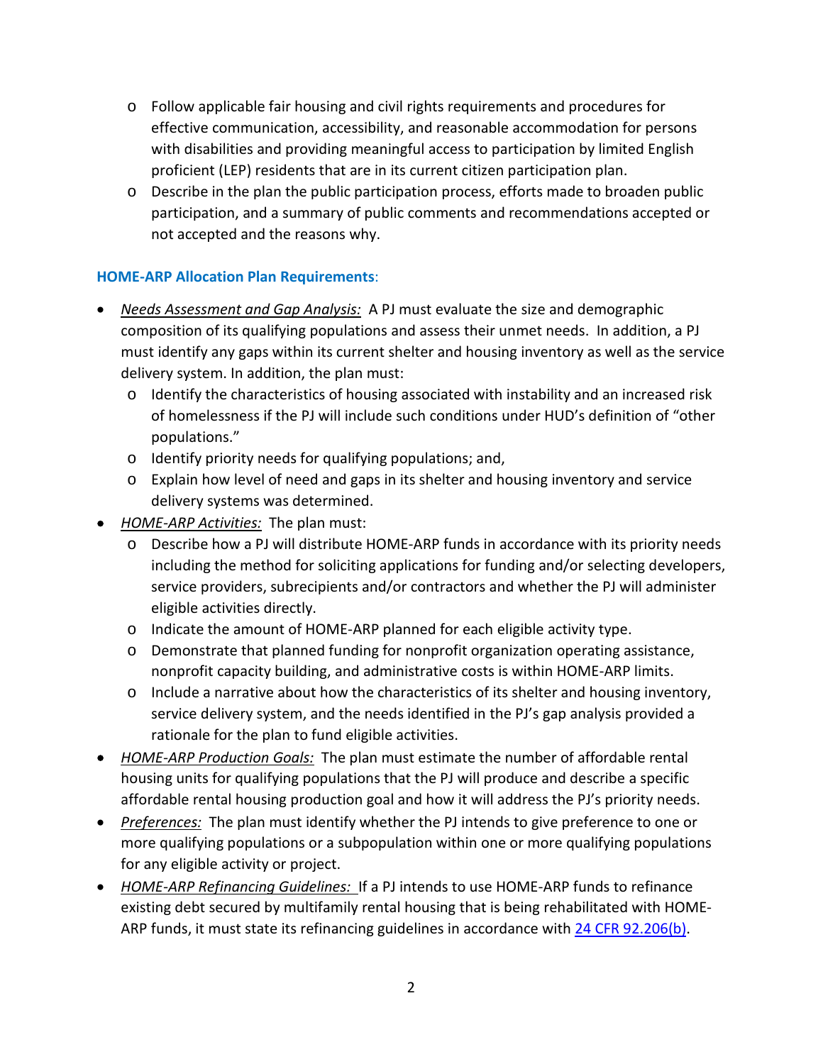- Follow applicable fair housing and civil rights requirements and procedures for effective communication, accessibility, and reasonable accommodation for persons with disabilities and providing meaningful access to participation by limited English proficient (LEP) residents that are in its current citizen participation plan.
  - Describe in the plan the public participation process, efforts made to broaden public participation, and a summary of public comments and recommendations accepted or not accepted and the reasons why.

### HOME-ARP Allocation Plan Requirements:

- *Needs Assessment and Gap Analysis:* A PJ must evaluate the size and demographic composition of its qualifying populations and assess their unmet needs. In addition, a PJ must identify any gaps within its current shelter and housing inventory as well as the service delivery system. In addition, the plan must:
  - Identify the characteristics of housing associated with instability and an increased risk of homelessness if the PJ will include such conditions under HUD's definition of "other populations."
  - Identify priority needs for qualifying populations; and,
  - Explain how level of need and gaps in its shelter and housing inventory and service delivery systems was determined.
- *HOME-ARP Activities:* The plan must:
  - Describe how a PJ will distribute HOME-ARP funds in accordance with its priority needs including the method for soliciting applications for funding and/or selecting developers, service providers, subrecipients and/or contractors and whether the PJ will administer eligible activities directly.
  - Indicate the amount of HOME-ARP planned for each eligible activity type.
  - Demonstrate that planned funding for nonprofit organization operating assistance, nonprofit capacity building, and administrative costs is within HOME-ARP limits.
  - Include a narrative about how the characteristics of its shelter and housing inventory, service delivery system, and the needs identified in the PJ's gap analysis provided a rationale for the plan to fund eligible activities.
- *HOME-ARP Production Goals:* The plan must estimate the number of affordable rental housing units for qualifying populations that the PJ will produce and describe a specific affordable rental housing production goal and how it will address the PJ's priority needs.
- *Preferences:* The plan must identify whether the PJ intends to give preference to one or more qualifying populations or a subpopulation within one or more qualifying populations for any eligible activity or project.
- *HOME-ARP Refinancing Guidelines:* If a PJ intends to use HOME-ARP funds to refinance existing debt secured by multifamily rental housing that is being rehabilitated with HOME-ARP funds, it must state its refinancing guidelines in accordance with 24 CFR 92.206(b).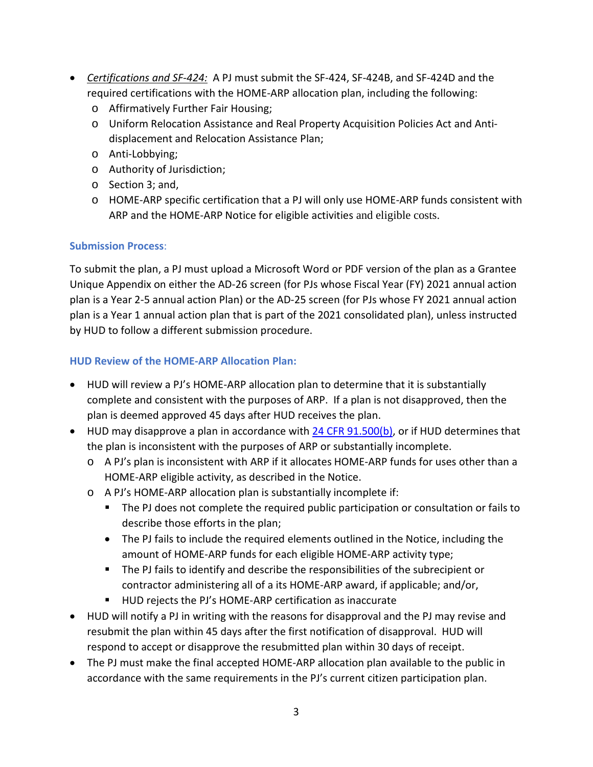- *Certifications and SF-424:* A PJ must submit the SF-424, SF-424B, and SF-424D and the required certifications with the HOME-ARP allocation plan, including the following:
  - Affirmatively Further Fair Housing;
  - Uniform Relocation Assistance and Real Property Acquisition Policies Act and Anti-displacement and Relocation Assistance Plan;
  - Anti-Lobbying;
  - Authority of Jurisdiction;
  - Section 3; and,
  - HOME-ARP specific certification that a PJ will only use HOME-ARP funds consistent with ARP and the HOME-ARP Notice for eligible activities and eligible costs.

### Submission Process:

To submit the plan, a PJ must upload a Microsoft Word or PDF version of the plan as a Grantee Unique Appendix on either the AD-26 screen (for PJs whose Fiscal Year (FY) 2021 annual action plan is a Year 2-5 annual action Plan) or the AD-25 screen (for PJs whose FY 2021 annual action plan is a Year 1 annual action plan that is part of the 2021 consolidated plan), unless instructed by HUD to follow a different submission procedure.

### HUD Review of the HOME-ARP Allocation Plan:

- HUD will review a PJ's HOME-ARP allocation plan to determine that it is substantially complete and consistent with the purposes of ARP. If a plan is not disapproved, then the plan is deemed approved 45 days after HUD receives the plan.
- HUD may disapprove a plan in accordance with [24 CFR 91.500(b)](), or if HUD determines that the plan is inconsistent with the purposes of ARP or substantially incomplete.
  - A PJ's plan is inconsistent with ARP if it allocates HOME-ARP funds for uses other than a HOME-ARP eligible activity, as described in the Notice.
  - A PJ's HOME-ARP allocation plan is substantially incomplete if:
    - The PJ does not complete the required public participation or consultation or fails to describe those efforts in the plan;
    - The PJ fails to include the required elements outlined in the Notice, including the amount of HOME-ARP funds for each eligible HOME-ARP activity type;
    - The PJ fails to identify and describe the responsibilities of the subrecipient or contractor administering all of a its HOME-ARP award, if applicable; and/or,
    - HUD rejects the PJ's HOME-ARP certification as inaccurate
- HUD will notify a PJ in writing with the reasons for disapproval and the PJ may revise and resubmit the plan within 45 days after the first notification of disapproval. HUD will respond to accept or disapprove the resubmitted plan within 30 days of receipt.
- The PJ must make the final accepted HOME-ARP allocation plan available to the public in accordance with the same requirements in the PJ's current citizen participation plan.